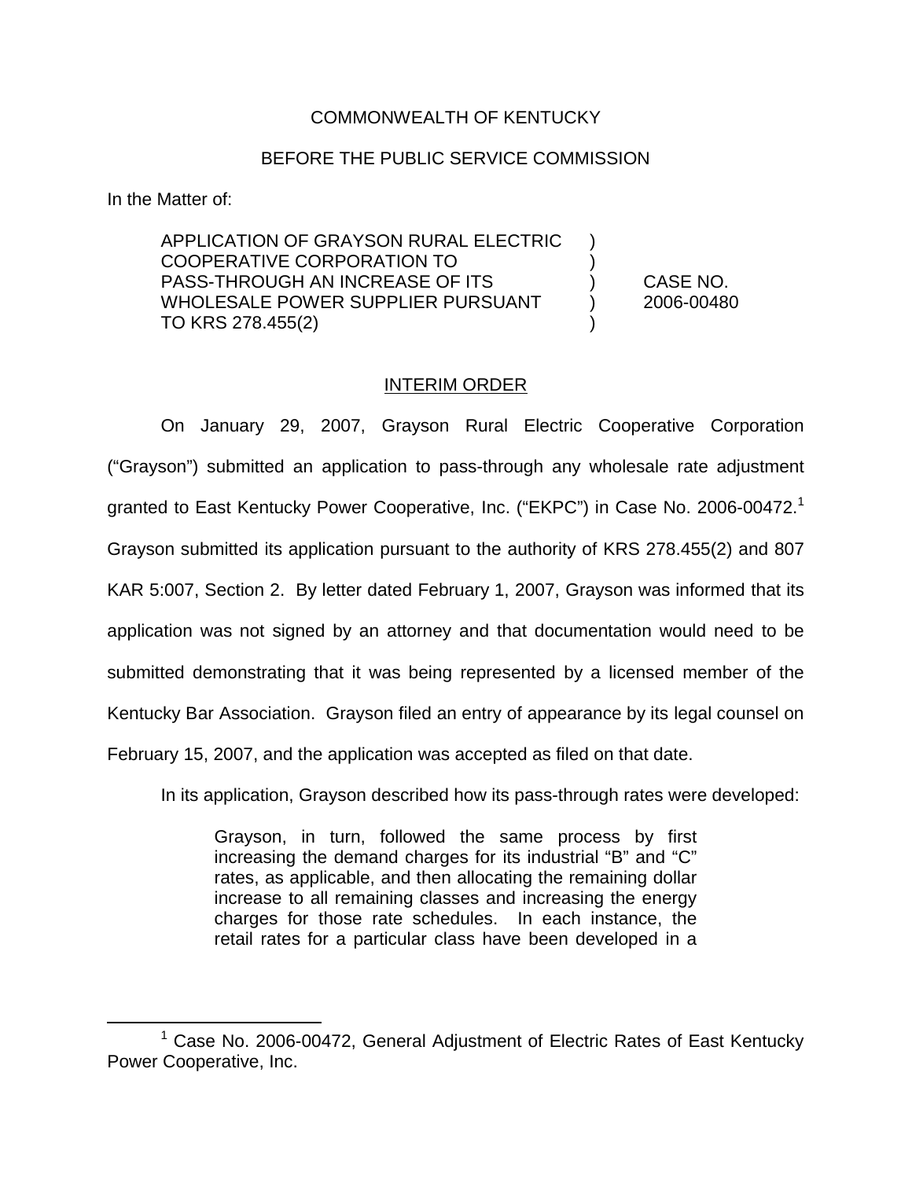COMMONWEALTH OF KENTUCKY

BEFORE THE PUBLIC SERVICE COMMISSION

In the Matter of:

| | | |
|---|---|---|
| APPLICATION OF GRAYSON RURAL ELECTRIC COOPERATIVE CORPORATION TO PASS-THROUGH AN INCREASE OF ITS WHOLESALE POWER SUPPLIER PURSUANT TO KRS 278.455(2) | ) | CASE NO. 2006-00480 |

INTERIM ORDER

On January 29, 2007, Grayson Rural Electric Cooperative Corporation ("Grayson") submitted an application to pass-through any wholesale rate adjustment granted to East Kentucky Power Cooperative, Inc. ("EKPC") in Case No. 2006-00472.[1] Grayson submitted its application pursuant to the authority of KRS 278.455(2) and 807 KAR 5:007, Section 2. By letter dated February 1, 2007, Grayson was informed that its application was not signed by an attorney and that documentation would need to be submitted demonstrating that it was being represented by a licensed member of the Kentucky Bar Association. Grayson filed an entry of appearance by its legal counsel on February 15, 2007, and the application was accepted as filed on that date.

In its application, Grayson described how its pass-through rates were developed:

> Grayson, in turn, followed the same process by first increasing the demand charges for its industrial "B" and "C" rates, as applicable, and then allocating the remaining dollar increase to all remaining classes and increasing the energy charges for those rate schedules. In each instance, the retail rates for a particular class have been developed in a

[1] Case No. 2006-00472, General Adjustment of Electric Rates of East Kentucky Power Cooperative, Inc.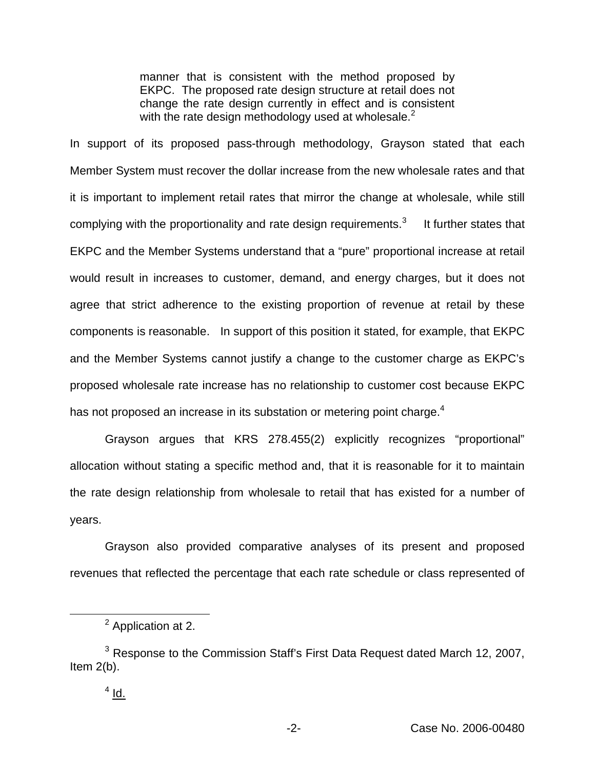> manner that is consistent with the method proposed by EKPC. The proposed rate design structure at retail does not change the rate design currently in effect and is consistent with the rate design methodology used at wholesale.[2]

In support of its proposed pass-through methodology, Grayson stated that each Member System must recover the dollar increase from the new wholesale rates and that it is important to implement retail rates that mirror the change at wholesale, while still complying with the proportionality and rate design requirements.[3] It further states that EKPC and the Member Systems understand that a "pure" proportional increase at retail would result in increases to customer, demand, and energy charges, but it does not agree that strict adherence to the existing proportion of revenue at retail by these components is reasonable. In support of this position it stated, for example, that EKPC and the Member Systems cannot justify a change to the customer charge as EKPC's proposed wholesale rate increase has no relationship to customer cost because EKPC has not proposed an increase in its substation or metering point charge.[4]

Grayson argues that KRS 278.455(2) explicitly recognizes "proportional" allocation without stating a specific method and, that it is reasonable for it to maintain the rate design relationship from wholesale to retail that has existed for a number of years.

Grayson also provided comparative analyses of its present and proposed revenues that reflected the percentage that each rate schedule or class represented of

---

[2] Application at 2.

[3] Response to the Commission Staff's First Data Request dated March 12, 2007, Item 2(b).

[4] Id.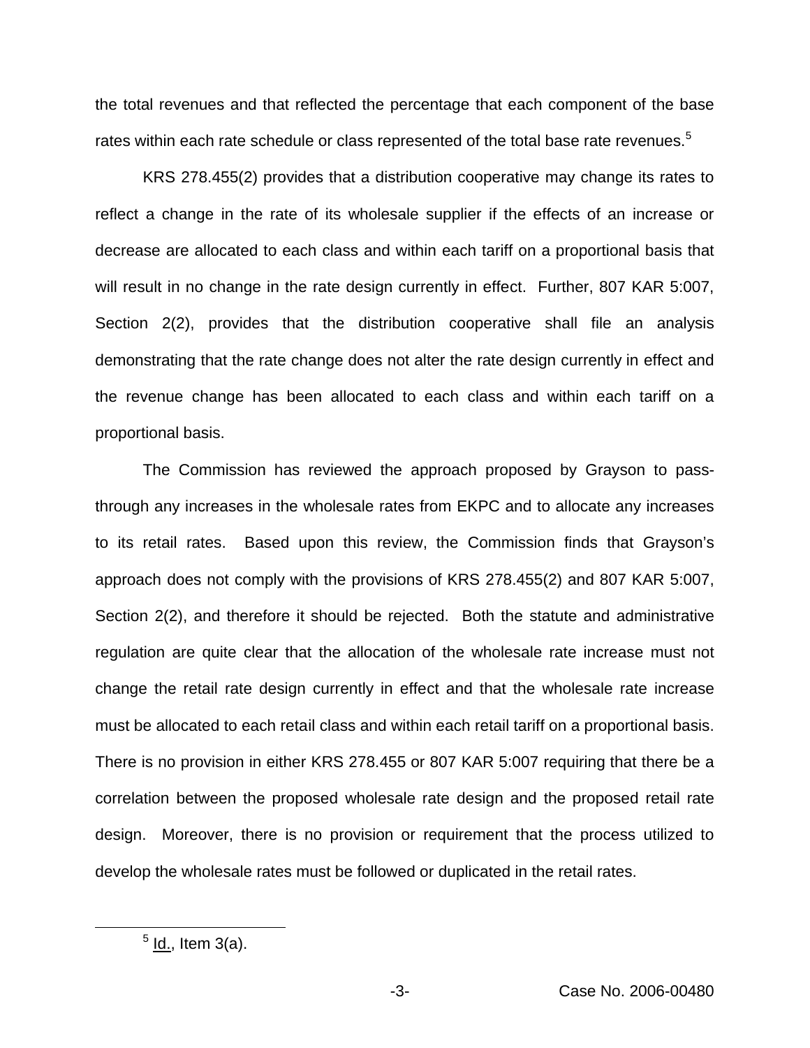the total revenues and that reflected the percentage that each component of the base rates within each rate schedule or class represented of the total base rate revenues.[5]

KRS 278.455(2) provides that a distribution cooperative may change its rates to reflect a change in the rate of its wholesale supplier if the effects of an increase or decrease are allocated to each class and within each tariff on a proportional basis that will result in no change in the rate design currently in effect. Further, 807 KAR 5:007, Section 2(2), provides that the distribution cooperative shall file an analysis demonstrating that the rate change does not alter the rate design currently in effect and the revenue change has been allocated to each class and within each tariff on a proportional basis.

The Commission has reviewed the approach proposed by Grayson to pass-through any increases in the wholesale rates from EKPC and to allocate any increases to its retail rates. Based upon this review, the Commission finds that Grayson's approach does not comply with the provisions of KRS 278.455(2) and 807 KAR 5:007, Section 2(2), and therefore it should be rejected. Both the statute and administrative regulation are quite clear that the allocation of the wholesale rate increase must not change the retail rate design currently in effect and that the wholesale rate increase must be allocated to each retail class and within each retail tariff on a proportional basis. There is no provision in either KRS 278.455 or 807 KAR 5:007 requiring that there be a correlation between the proposed wholesale rate design and the proposed retail rate design. Moreover, there is no provision or requirement that the process utilized to develop the wholesale rates must be followed or duplicated in the retail rates.

[5] Id., Item 3(a).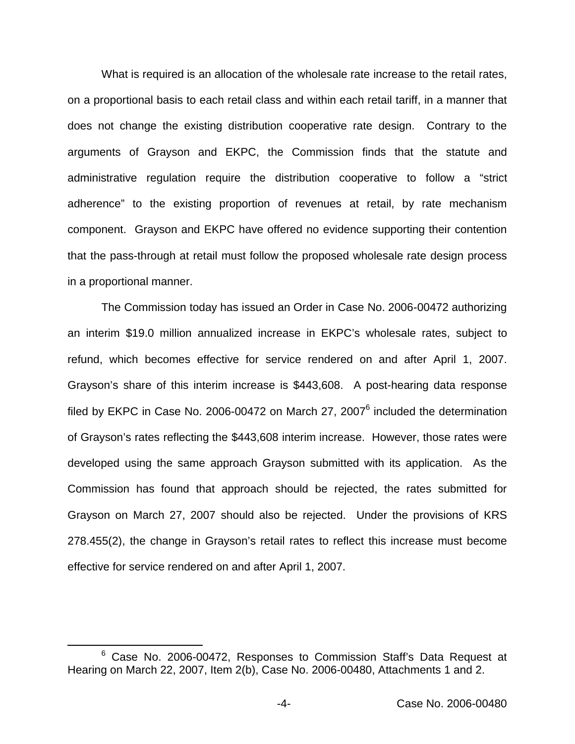What is required is an allocation of the wholesale rate increase to the retail rates, on a proportional basis to each retail class and within each retail tariff, in a manner that does not change the existing distribution cooperative rate design. Contrary to the arguments of Grayson and EKPC, the Commission finds that the statute and administrative regulation require the distribution cooperative to follow a "strict adherence" to the existing proportion of revenues at retail, by rate mechanism component. Grayson and EKPC have offered no evidence supporting their contention that the pass-through at retail must follow the proposed wholesale rate design process in a proportional manner.

The Commission today has issued an Order in Case No. 2006-00472 authorizing an interim $19.0 million annualized increase in EKPC's wholesale rates, subject to refund, which becomes effective for service rendered on and after April 1, 2007. Grayson's share of this interim increase is $443,608. A post-hearing data response filed by EKPC in Case No. 2006-00472 on March 27, 2007[6] included the determination of Grayson's rates reflecting the $443,608 interim increase. However, those rates were developed using the same approach Grayson submitted with its application. As the Commission has found that approach should be rejected, the rates submitted for Grayson on March 27, 2007 should also be rejected. Under the provisions of KRS 278.455(2), the change in Grayson's retail rates to reflect this increase must become effective for service rendered on and after April 1, 2007.

[6] Case No. 2006-00472, Responses to Commission Staff's Data Request at Hearing on March 22, 2007, Item 2(b), Case No. 2006-00480, Attachments 1 and 2.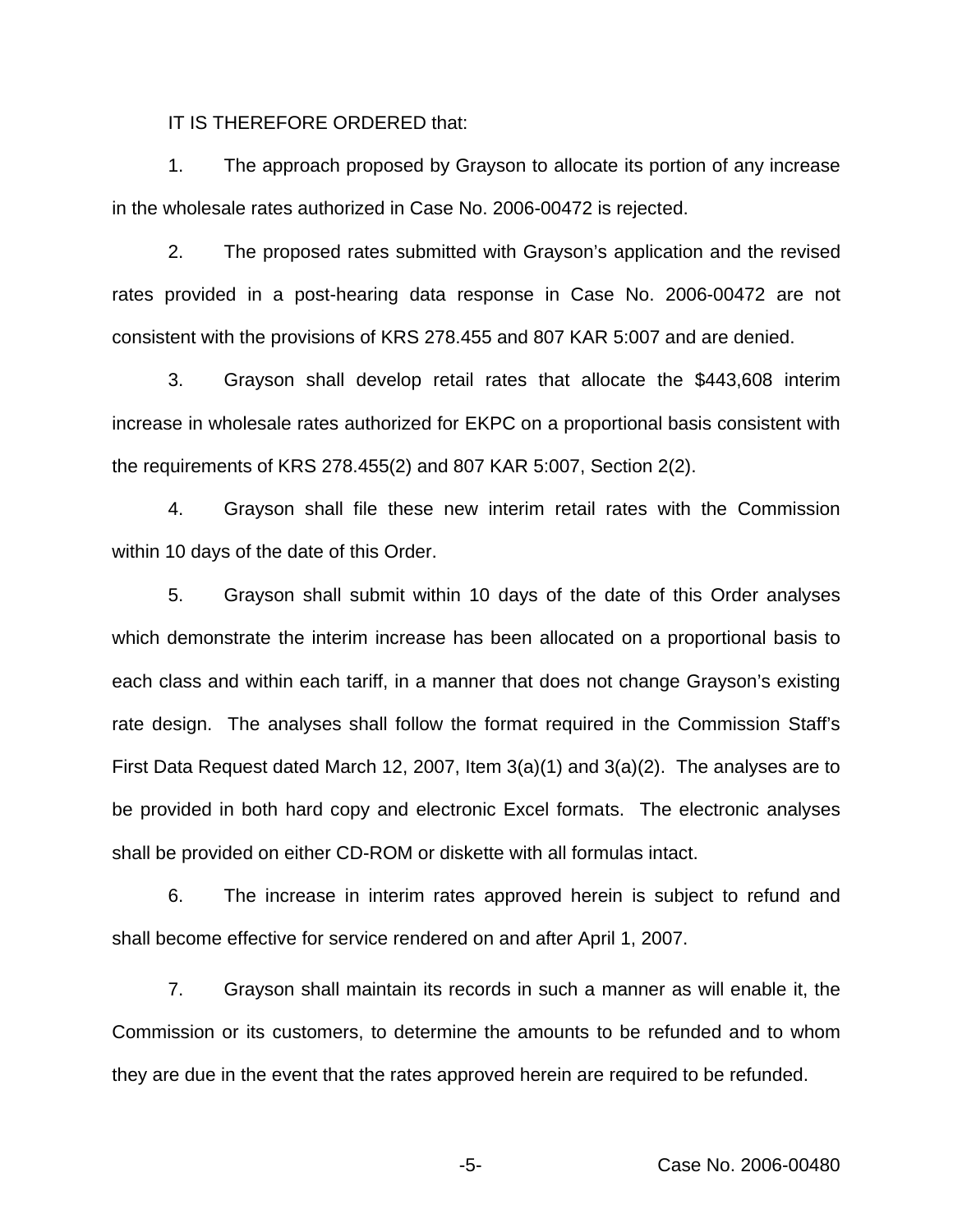IT IS THEREFORE ORDERED that:

1. The approach proposed by Grayson to allocate its portion of any increase in the wholesale rates authorized in Case No. 2006-00472 is rejected.

2. The proposed rates submitted with Grayson's application and the revised rates provided in a post-hearing data response in Case No. 2006-00472 are not consistent with the provisions of KRS 278.455 and 807 KAR 5:007 and are denied.

3. Grayson shall develop retail rates that allocate the $443,608 interim increase in wholesale rates authorized for EKPC on a proportional basis consistent with the requirements of KRS 278.455(2) and 807 KAR 5:007, Section 2(2).

4. Grayson shall file these new interim retail rates with the Commission within 10 days of the date of this Order.

5. Grayson shall submit within 10 days of the date of this Order analyses which demonstrate the interim increase has been allocated on a proportional basis to each class and within each tariff, in a manner that does not change Grayson's existing rate design. The analyses shall follow the format required in the Commission Staff's First Data Request dated March 12, 2007, Item 3(a)(1) and 3(a)(2). The analyses are to be provided in both hard copy and electronic Excel formats. The electronic analyses shall be provided on either CD-ROM or diskette with all formulas intact.

6. The increase in interim rates approved herein is subject to refund and shall become effective for service rendered on and after April 1, 2007.

7. Grayson shall maintain its records in such a manner as will enable it, the Commission or its customers, to determine the amounts to be refunded and to whom they are due in the event that the rates approved herein are required to be refunded.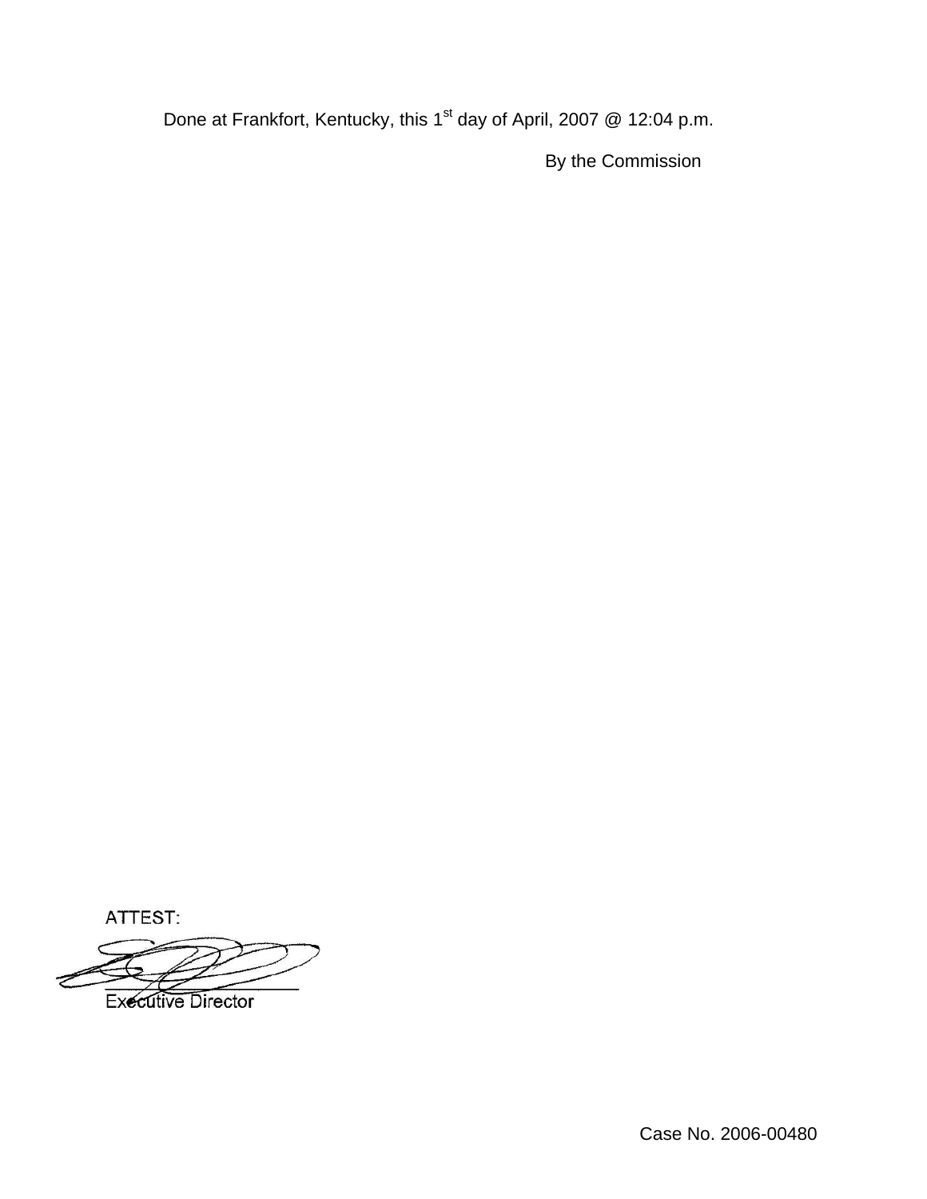Done at Frankfort, Kentucky, this 1st day of April, 2007 @ 12:04 p.m.

By the Commission

ATTEST:

Executive Director

Case No. 2006-00480